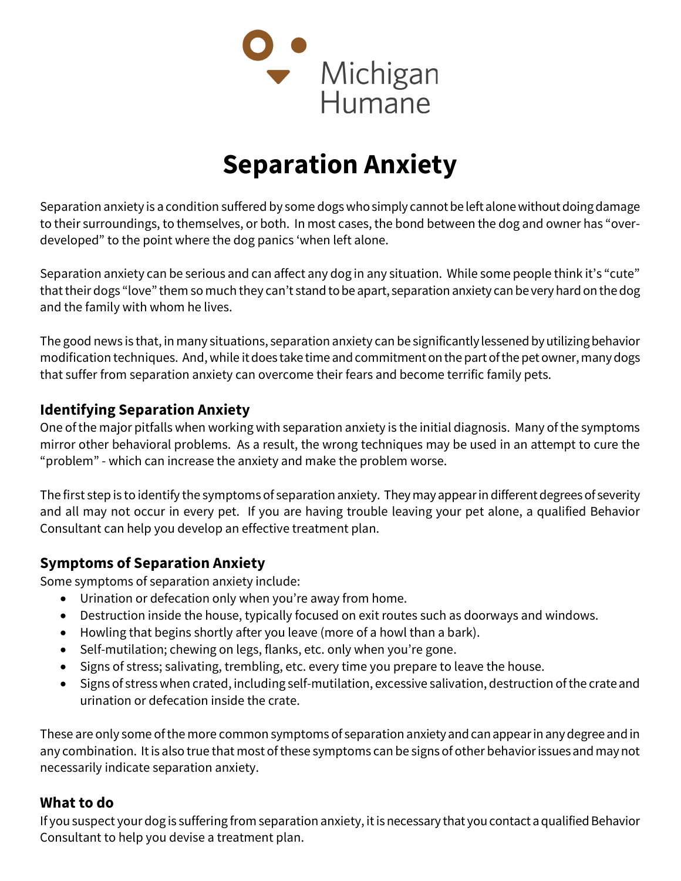Michigan Humane

# Separation Anxiety

Separation anxiety is a condition suffered by some dogs who simply cannot be left alone without doing damage to their surroundings, to themselves, or both. In most cases, the bond between the dog and owner has "over-developed" to the point where the dog panics 'when left alone.

Separation anxiety can be serious and can affect any dog in any situation. While some people think it's "cute" that their dogs "love" them so much they can't stand to be apart, separation anxiety can be very hard on the dog and the family with whom he lives.

The good news is that, in many situations, separation anxiety can be significantly lessened by utilizing behavior modification techniques. And, while it does take time and commitment on the part of the pet owner, many dogs that suffer from separation anxiety can overcome their fears and become terrific family pets.

## Identifying Separation Anxiety

One of the major pitfalls when working with separation anxiety is the initial diagnosis. Many of the symptoms mirror other behavioral problems. As a result, the wrong techniques may be used in an attempt to cure the "problem" - which can increase the anxiety and make the problem worse.

The first step is to identify the symptoms of separation anxiety. They may appear in different degrees of severity and all may not occur in every pet. If you are having trouble leaving your pet alone, a qualified Behavior Consultant can help you develop an effective treatment plan.

## Symptoms of Separation Anxiety

Some symptoms of separation anxiety include:

- Urination or defecation only when you're away from home.
- Destruction inside the house, typically focused on exit routes such as doorways and windows.
- Howling that begins shortly after you leave (more of a howl than a bark).
- Self-mutilation; chewing on legs, flanks, etc. only when you're gone.
- Signs of stress; salivating, trembling, etc. every time you prepare to leave the house.
- Signs of stress when crated, including self-mutilation, excessive salivation, destruction of the crate and urination or defecation inside the crate.

These are only some of the more common symptoms of separation anxiety and can appear in any degree and in any combination. It is also true that most of these symptoms can be signs of other behavior issues and may not necessarily indicate separation anxiety.

## What to do

If you suspect your dog is suffering from separation anxiety, it is necessary that you contact a qualified Behavior Consultant to help you devise a treatment plan.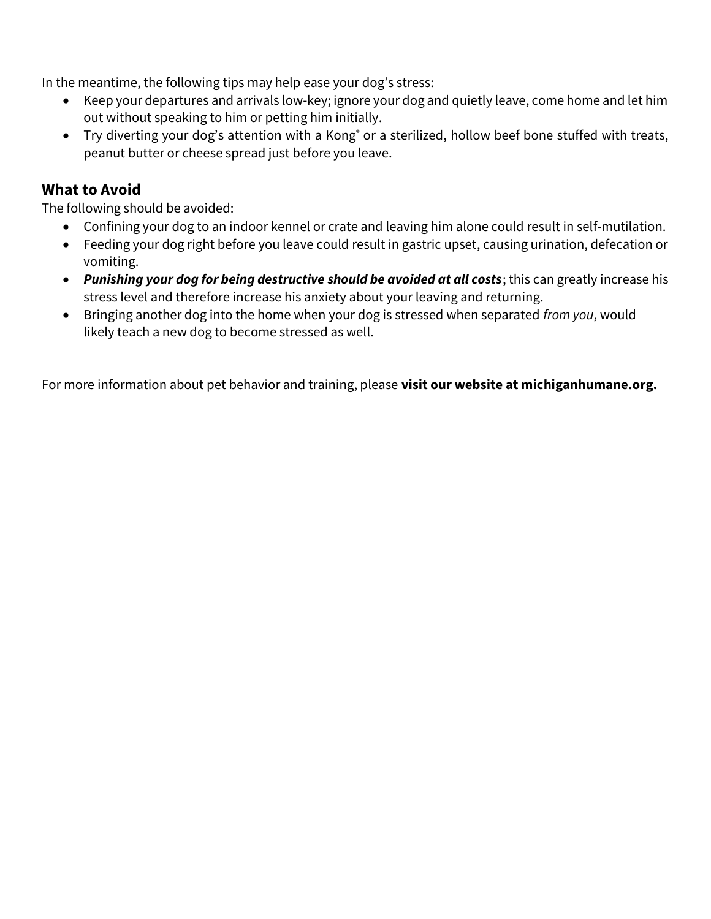In the meantime, the following tips may help ease your dog's stress:

- Keep your departures and arrivals low-key; ignore your dog and quietly leave, come home and let him out without speaking to him or petting him initially.
- Try diverting your dog's attention with a Kong® or a sterilized, hollow beef bone stuffed with treats, peanut butter or cheese spread just before you leave.

## What to Avoid

The following should be avoided:

- Confining your dog to an indoor kennel or crate and leaving him alone could result in self-mutilation.
- Feeding your dog right before you leave could result in gastric upset, causing urination, defecation or vomiting.
- ***Punishing your dog for being destructive should be avoided at all costs***; this can greatly increase his stress level and therefore increase his anxiety about your leaving and returning.
- Bringing another dog into the home when your dog is stressed when separated *from you*, would likely teach a new dog to become stressed as well.

For more information about pet behavior and training, please **visit our website at michiganhumane.org.**